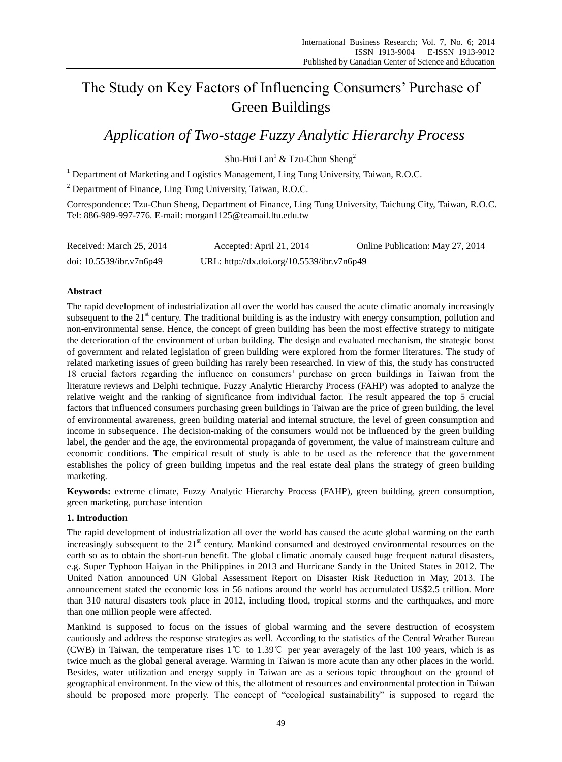# The Study on Key Factors of Influencing Consumers' Purchase of Green Buildings

## *Application of Two-stage Fuzzy Analytic Hierarchy Process*

Shu-Hui Lan[1] & Tzu-Chun Sheng[2]

[1] Department of Marketing and Logistics Management, Ling Tung University, Taiwan, R.O.C.

[2] Department of Finance, Ling Tung University, Taiwan, R.O.C.

Correspondence: Tzu-Chun Sheng, Department of Finance, Ling Tung University, Taichung City, Taiwan, R.O.C. Tel: 886-989-997-776. E-mail: morgan1125@teamail.ltu.edu.tw

Received: March 25, 2014 Accepted: April 21, 2014 Online Publication: May 27, 2014

doi: 10.5539/ibr.v7n6p49 URL: http://dx.doi.org/10.5539/ibr.v7n6p49

**Abstract**

The rapid development of industrialization all over the world has caused the acute climatic anomaly increasingly subsequent to the 21st century. The traditional building is as the industry with energy consumption, pollution and non-environmental sense. Hence, the concept of green building has been the most effective strategy to mitigate the deterioration of the environment of urban building. The design and evaluated mechanism, the strategic boost of government and related legislation of green building were explored from the former literatures. The study of related marketing issues of green building has rarely been researched. In view of this, the study has constructed 18 crucial factors regarding the influence on consumers' purchase on green buildings in Taiwan from the literature reviews and Delphi technique. Fuzzy Analytic Hierarchy Process (FAHP) was adopted to analyze the relative weight and the ranking of significance from individual factor. The result appeared the top 5 crucial factors that influenced consumers purchasing green buildings in Taiwan are the price of green building, the level of environmental awareness, green building material and internal structure, the level of green consumption and income in subsequence. The decision-making of the consumers would not be influenced by the green building label, the gender and the age, the environmental propaganda of government, the value of mainstream culture and economic conditions. The empirical result of study is able to be used as the reference that the government establishes the policy of green building impetus and the real estate deal plans the strategy of green building marketing.

**Keywords:** extreme climate, Fuzzy Analytic Hierarchy Process (FAHP), green building, green consumption, green marketing, purchase intention

**1. Introduction**

The rapid development of industrialization all over the world has caused the acute global warming on the earth increasingly subsequent to the 21st century. Mankind consumed and destroyed environmental resources on the earth so as to obtain the short-run benefit. The global climatic anomaly caused huge frequent natural disasters, e.g. Super Typhoon Haiyan in the Philippines in 2013 and Hurricane Sandy in the United States in 2012. The United Nation announced UN Global Assessment Report on Disaster Risk Reduction in May, 2013. The announcement stated the economic loss in 56 nations around the world has accumulated US$2.5 trillion. More than 310 natural disasters took place in 2012, including flood, tropical storms and the earthquakes, and more than one million people were affected.

Mankind is supposed to focus on the issues of global warming and the severe destruction of ecosystem cautiously and address the response strategies as well. According to the statistics of the Central Weather Bureau (CWB) in Taiwan, the temperature rises 1℃ to 1.39℃ per year averagely of the last 100 years, which is as twice much as the global general average. Warming in Taiwan is more acute than any other places in the world. Besides, water utilization and energy supply in Taiwan are as a serious topic throughout on the ground of geographical environment. In the view of this, the allotment of resources and environmental protection in Taiwan should be proposed more properly. The concept of "ecological sustainability" is supposed to regard the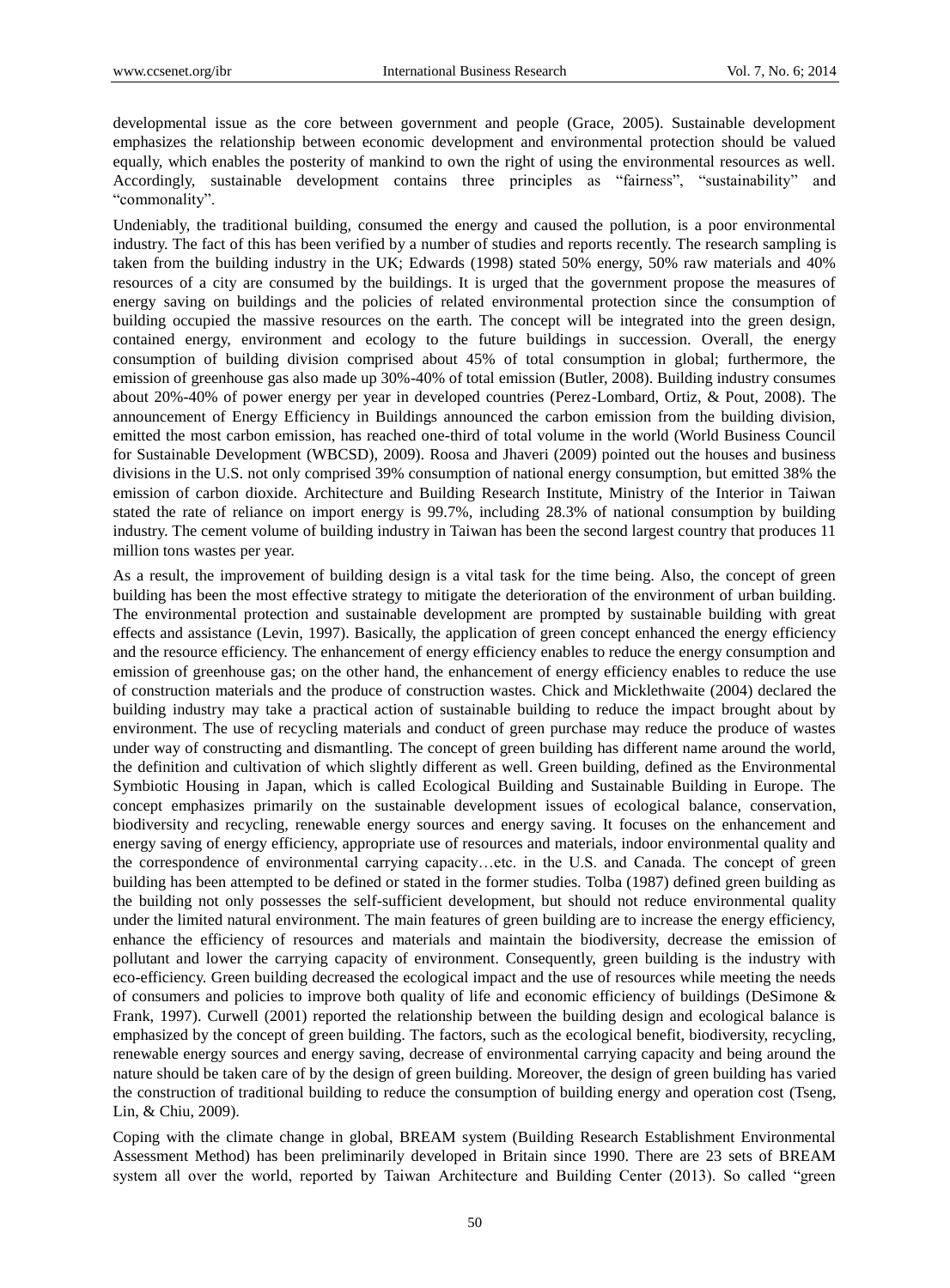developmental issue as the core between government and people (Grace, 2005). Sustainable development emphasizes the relationship between economic development and environmental protection should be valued equally, which enables the posterity of mankind to own the right of using the environmental resources as well. Accordingly, sustainable development contains three principles as "fairness", "sustainability" and "commonality".

Undeniably, the traditional building, consumed the energy and caused the pollution, is a poor environmental industry. The fact of this has been verified by a number of studies and reports recently. The research sampling is taken from the building industry in the UK; Edwards (1998) stated 50% energy, 50% raw materials and 40% resources of a city are consumed by the buildings. It is urged that the government propose the measures of energy saving on buildings and the policies of related environmental protection since the consumption of building occupied the massive resources on the earth. The concept will be integrated into the green design, contained energy, environment and ecology to the future buildings in succession. Overall, the energy consumption of building division comprised about 45% of total consumption in global; furthermore, the emission of greenhouse gas also made up 30%-40% of total emission (Butler, 2008). Building industry consumes about 20%-40% of power energy per year in developed countries (Perez-Lombard, Ortiz, & Pout, 2008). The announcement of Energy Efficiency in Buildings announced the carbon emission from the building division, emitted the most carbon emission, has reached one-third of total volume in the world (World Business Council for Sustainable Development (WBCSD), 2009). Roosa and Jhaveri (2009) pointed out the houses and business divisions in the U.S. not only comprised 39% consumption of national energy consumption, but emitted 38% the emission of carbon dioxide. Architecture and Building Research Institute, Ministry of the Interior in Taiwan stated the rate of reliance on import energy is 99.7%, including 28.3% of national consumption by building industry. The cement volume of building industry in Taiwan has been the second largest country that produces 11 million tons wastes per year.

As a result, the improvement of building design is a vital task for the time being. Also, the concept of green building has been the most effective strategy to mitigate the deterioration of the environment of urban building. The environmental protection and sustainable development are prompted by sustainable building with great effects and assistance (Levin, 1997). Basically, the application of green concept enhanced the energy efficiency and the resource efficiency. The enhancement of energy efficiency enables to reduce the energy consumption and emission of greenhouse gas; on the other hand, the enhancement of energy efficiency enables to reduce the use of construction materials and the produce of construction wastes. Chick and Micklethwaite (2004) declared the building industry may take a practical action of sustainable building to reduce the impact brought about by environment. The use of recycling materials and conduct of green purchase may reduce the produce of wastes under way of constructing and dismantling. The concept of green building has different name around the world, the definition and cultivation of which slightly different as well. Green building, defined as the Environmental Symbiotic Housing in Japan, which is called Ecological Building and Sustainable Building in Europe. The concept emphasizes primarily on the sustainable development issues of ecological balance, conservation, biodiversity and recycling, renewable energy sources and energy saving. It focuses on the enhancement and energy saving of energy efficiency, appropriate use of resources and materials, indoor environmental quality and the correspondence of environmental carrying capacity…etc. in the U.S. and Canada. The concept of green building has been attempted to be defined or stated in the former studies. Tolba (1987) defined green building as the building not only possesses the self-sufficient development, but should not reduce environmental quality under the limited natural environment. The main features of green building are to increase the energy efficiency, enhance the efficiency of resources and materials and maintain the biodiversity, decrease the emission of pollutant and lower the carrying capacity of environment. Consequently, green building is the industry with eco-efficiency. Green building decreased the ecological impact and the use of resources while meeting the needs of consumers and policies to improve both quality of life and economic efficiency of buildings (DeSimone & Frank, 1997). Curwell (2001) reported the relationship between the building design and ecological balance is emphasized by the concept of green building. The factors, such as the ecological benefit, biodiversity, recycling, renewable energy sources and energy saving, decrease of environmental carrying capacity and being around the nature should be taken care of by the design of green building. Moreover, the design of green building has varied the construction of traditional building to reduce the consumption of building energy and operation cost (Tseng, Lin, & Chiu, 2009).

Coping with the climate change in global, BREAM system (Building Research Establishment Environmental Assessment Method) has been preliminarily developed in Britain since 1990. There are 23 sets of BREAM system all over the world, reported by Taiwan Architecture and Building Center (2013). So called "green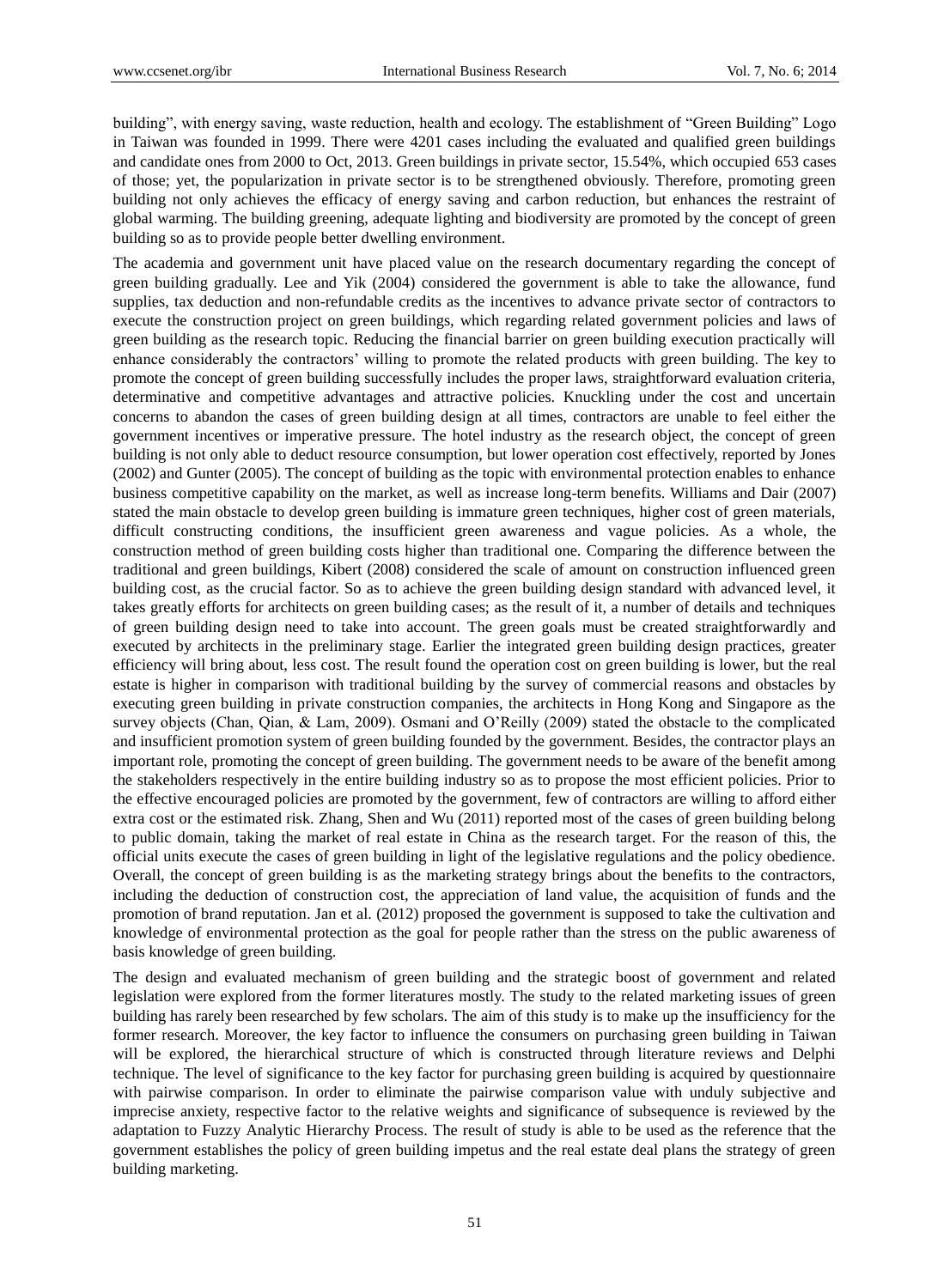building", with energy saving, waste reduction, health and ecology. The establishment of "Green Building" Logo in Taiwan was founded in 1999. There were 4201 cases including the evaluated and qualified green buildings and candidate ones from 2000 to Oct, 2013. Green buildings in private sector, 15.54%, which occupied 653 cases of those; yet, the popularization in private sector is to be strengthened obviously. Therefore, promoting green building not only achieves the efficacy of energy saving and carbon reduction, but enhances the restraint of global warming. The building greening, adequate lighting and biodiversity are promoted by the concept of green building so as to provide people better dwelling environment.

The academia and government unit have placed value on the research documentary regarding the concept of green building gradually. Lee and Yik (2004) considered the government is able to take the allowance, fund supplies, tax deduction and non-refundable credits as the incentives to advance private sector of contractors to execute the construction project on green buildings, which regarding related government policies and laws of green building as the research topic. Reducing the financial barrier on green building execution practically will enhance considerably the contractors' willing to promote the related products with green building. The key to promote the concept of green building successfully includes the proper laws, straightforward evaluation criteria, determinative and competitive advantages and attractive policies. Knuckling under the cost and uncertain concerns to abandon the cases of green building design at all times, contractors are unable to feel either the government incentives or imperative pressure. The hotel industry as the research object, the concept of green building is not only able to deduct resource consumption, but lower operation cost effectively, reported by Jones (2002) and Gunter (2005). The concept of building as the topic with environmental protection enables to enhance business competitive capability on the market, as well as increase long-term benefits. Williams and Dair (2007) stated the main obstacle to develop green building is immature green techniques, higher cost of green materials, difficult constructing conditions, the insufficient green awareness and vague policies. As a whole, the construction method of green building costs higher than traditional one. Comparing the difference between the traditional and green buildings, Kibert (2008) considered the scale of amount on construction influenced green building cost, as the crucial factor. So as to achieve the green building design standard with advanced level, it takes greatly efforts for architects on green building cases; as the result of it, a number of details and techniques of green building design need to take into account. The green goals must be created straightforwardly and executed by architects in the preliminary stage. Earlier the integrated green building design practices, greater efficiency will bring about, less cost. The result found the operation cost on green building is lower, but the real estate is higher in comparison with traditional building by the survey of commercial reasons and obstacles by executing green building in private construction companies, the architects in Hong Kong and Singapore as the survey objects (Chan, Qian, & Lam, 2009). Osmani and O'Reilly (2009) stated the obstacle to the complicated and insufficient promotion system of green building founded by the government. Besides, the contractor plays an important role, promoting the concept of green building. The government needs to be aware of the benefit among the stakeholders respectively in the entire building industry so as to propose the most efficient policies. Prior to the effective encouraged policies are promoted by the government, few of contractors are willing to afford either extra cost or the estimated risk. Zhang, Shen and Wu (2011) reported most of the cases of green building belong to public domain, taking the market of real estate in China as the research target. For the reason of this, the official units execute the cases of green building in light of the legislative regulations and the policy obedience. Overall, the concept of green building is as the marketing strategy brings about the benefits to the contractors, including the deduction of construction cost, the appreciation of land value, the acquisition of funds and the promotion of brand reputation. Jan et al. (2012) proposed the government is supposed to take the cultivation and knowledge of environmental protection as the goal for people rather than the stress on the public awareness of basis knowledge of green building.

The design and evaluated mechanism of green building and the strategic boost of government and related legislation were explored from the former literatures mostly. The study to the related marketing issues of green building has rarely been researched by few scholars. The aim of this study is to make up the insufficiency for the former research. Moreover, the key factor to influence the consumers on purchasing green building in Taiwan will be explored, the hierarchical structure of which is constructed through literature reviews and Delphi technique. The level of significance to the key factor for purchasing green building is acquired by questionnaire with pairwise comparison. In order to eliminate the pairwise comparison value with unduly subjective and imprecise anxiety, respective factor to the relative weights and significance of subsequence is reviewed by the adaptation to Fuzzy Analytic Hierarchy Process. The result of study is able to be used as the reference that the government establishes the policy of green building impetus and the real estate deal plans the strategy of green building marketing.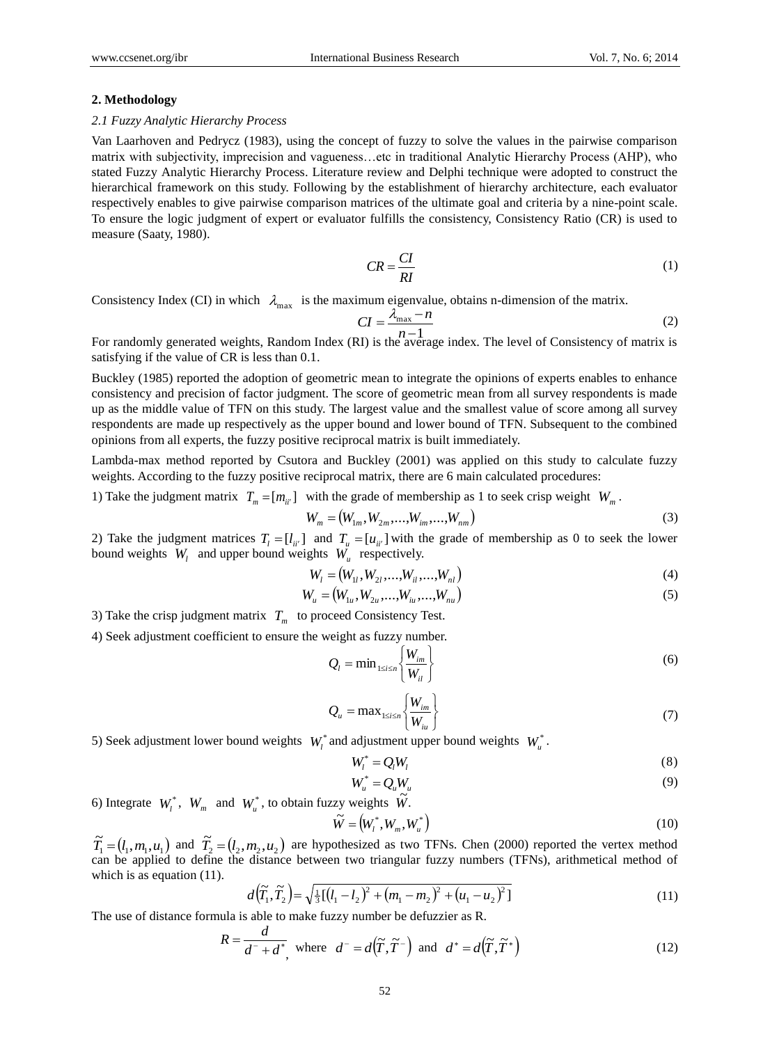## 2. Methodology

### *2.1 Fuzzy Analytic Hierarchy Process*

Van Laarhoven and Pedrycz (1983), using the concept of fuzzy to solve the values in the pairwise comparison matrix with subjectivity, imprecision and vagueness…etc in traditional Analytic Hierarchy Process (AHP), who stated Fuzzy Analytic Hierarchy Process. Literature review and Delphi technique were adopted to construct the hierarchical framework on this study. Following by the establishment of hierarchy architecture, each evaluator respectively enables to give pairwise comparison matrices of the ultimate goal and criteria by a nine-point scale. To ensure the logic judgment of expert or evaluator fulfills the consistency, Consistency Ratio (CR) is used to measure (Saaty, 1980).

$$CR = \frac{CI}{RI} \tag{1}$$

Consistency Index (CI) in which $\lambda_{\max}$ is the maximum eigenvalue, obtains n-dimension of the matrix.

$$CI = \frac{\lambda_{\max} - n}{n-1} \tag{2}$$

For randomly generated weights, Random Index (RI) is the average index. The level of Consistency of matrix is satisfying if the value of CR is less than 0.1.

Buckley (1985) reported the adoption of geometric mean to integrate the opinions of experts enables to enhance consistency and precision of factor judgment. The score of geometric mean from all survey respondents is made up as the middle value of TFN on this study. The largest value and the smallest value of score among all survey respondents are made up respectively as the upper bound and lower bound of TFN. Subsequent to the combined opinions from all experts, the fuzzy positive reciprocal matrix is built immediately.

Lambda-max method reported by Csutora and Buckley (2001) was applied on this study to calculate fuzzy weights. According to the fuzzy positive reciprocal matrix, there are 6 main calculated procedures:

1) Take the judgment matrix $T_m = [m_{ii'}]$ with the grade of membership as 1 to seek crisp weight $W_m$.

$$W_m = (W_{1m}, W_{2m}, \ldots, W_{im}, \ldots, W_{nm}) \tag{3}$$

2) Take the judgment matrices $T_l = [l_{ii'}]$ and $T_u = [u_{ii'}]$ with the grade of membership as 0 to seek the lower bound weights $W_l$ and upper bound weights $W_u$ respectively.

$$W_l = (W_{1l}, W_{2l}, \ldots, W_{il}, \ldots, W_{nl}) \tag{4}$$

$$W_u = (W_{1u}, W_{2u}, \ldots, W_{iu}, \ldots, W_{nu}) \tag{5}$$

3) Take the crisp judgment matrix $T_m$ to proceed Consistency Test.

4) Seek adjustment coefficient to ensure the weight as fuzzy number.

$$Q_l = \min_{1 \le i \le n} \left\{ \frac{W_{im}}{W_{il}} \right\} \tag{6}$$

$$Q_u = \max_{1 \le i \le n} \left\{ \frac{W_{im}}{W_{iu}} \right\} \tag{7}$$

5) Seek adjustment lower bound weights $W_l^*$ and adjustment upper bound weights $W_u^*$.

$$W_l^* = Q_l W_l \tag{8}$$

$$W_u^* = Q_u W_u \tag{9}$$

6) Integrate $W_l^*$, $W_m$ and $W_u^*$, to obtain fuzzy weights $\tilde{W}$.

$$\tilde{W} = (W_l^*, W_m, W_u^*) \tag{10}$$

$\tilde{T}_1 = (l_1, m_1, u_1)$ and $\tilde{T}_2 = (l_2, m_2, u_2)$ are hypothesized as two TFNs. Chen (2000) reported the vertex method can be applied to define the distance between two triangular fuzzy numbers (TFNs), arithmetical method of which is as equation (11).

$$d(\tilde{T}_1, \tilde{T}_2) = \sqrt{\tfrac{1}{3}[(l_1 - l_2)^2 + (m_1 - m_2)^2 + (u_1 - u_2)^2]} \tag{11}$$

The use of distance formula is able to make fuzzy number be defuzzier as R.

$$R = \frac{d}{d^- + d^*}, \text{ where } d^- = d(\tilde{T}, \tilde{T}^-) \text{ and } d^* = d(\tilde{T}, \tilde{T}^*) \tag{12}$$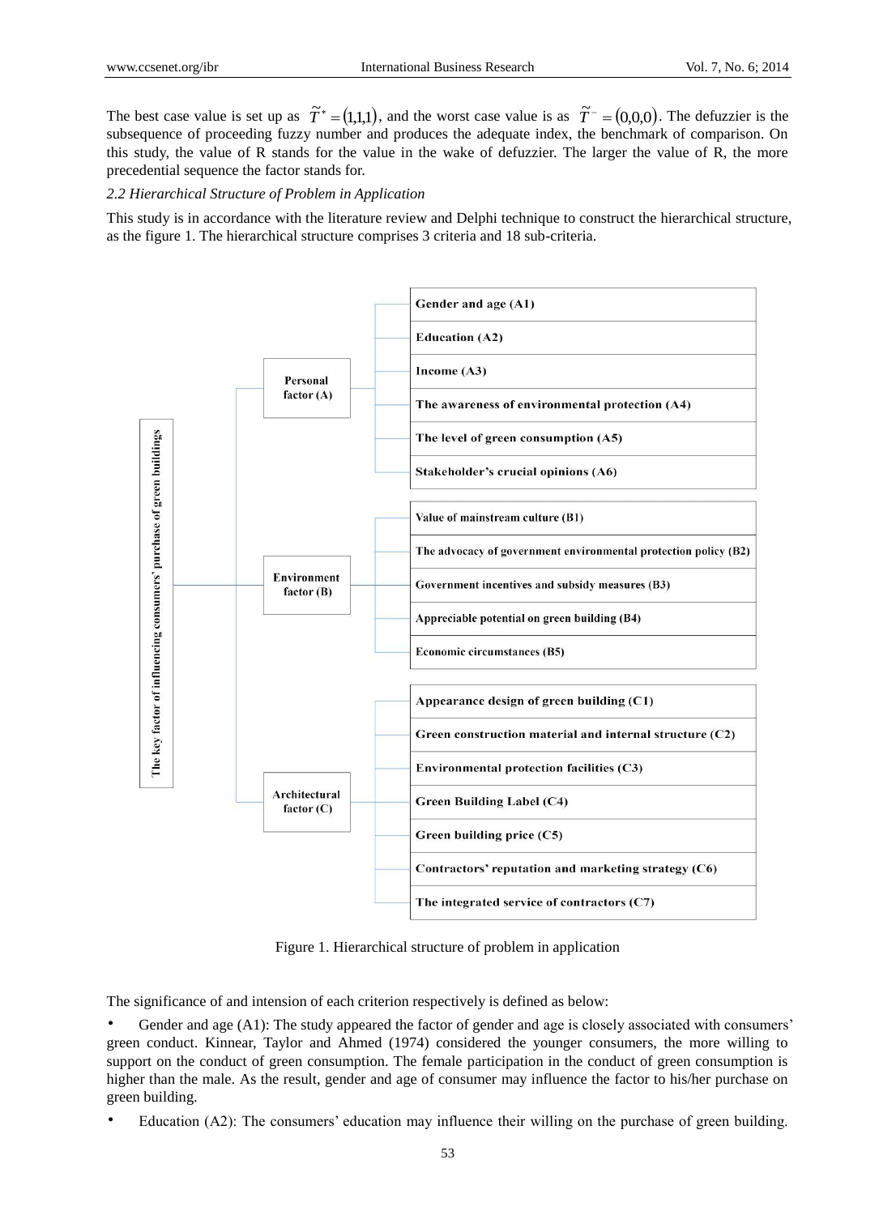The best case value is set up as $\tilde{T}^{*} = (1,1,1)$, and the worst case value is as $\tilde{T}^{-} = (0,0,0)$. The defuzzier is the subsequence of proceeding fuzzy number and produces the adequate index, the benchmark of comparison. On this study, the value of R stands for the value in the wake of defuzzier. The larger the value of R, the more precedential sequence the factor stands for.

*2.2 Hierarchical Structure of Problem in Application*

This study is in accordance with the literature review and Delphi technique to construct the hierarchical structure, as the figure 1. The hierarchical structure comprises 3 criteria and 18 sub-criteria.

**The key factor of influencing consumers' purchase of green buildings**

- **Personal factor (A)**
  - Gender and age (A1)
  - Education (A2)
  - Income (A3)
  - The awareness of environmental protection (A4)
  - The level of green consumption (A5)
  - Stakeholder's crucial opinions (A6)
- **Environment factor (B)**
  - Value of mainstream culture (B1)
  - The advocacy of government environmental protection policy (B2)
  - Government incentives and subsidy measures (B3)
  - Appreciable potential on green building (B4)
  - Economic circumstances (B5)
- **Architectural factor (C)**
  - Appearance design of green building (C1)
  - Green construction material and internal structure (C2)
  - Environmental protection facilities (C3)
  - Green Building Label (C4)
  - Green building price (C5)
  - Contractors' reputation and marketing strategy (C6)
  - The integrated service of contractors (C7)

Figure 1. Hierarchical structure of problem in application

The significance of and intension of each criterion respectively is defined as below:

- Gender and age (A1): The study appeared the factor of gender and age is closely associated with consumers' green conduct. Kinnear, Taylor and Ahmed (1974) considered the younger consumers, the more willing to support on the conduct of green consumption. The female participation in the conduct of green consumption is higher than the male. As the result, gender and age of consumer may influence the factor to his/her purchase on green building.
- Education (A2): The consumers' education may influence their willing on the purchase of green building.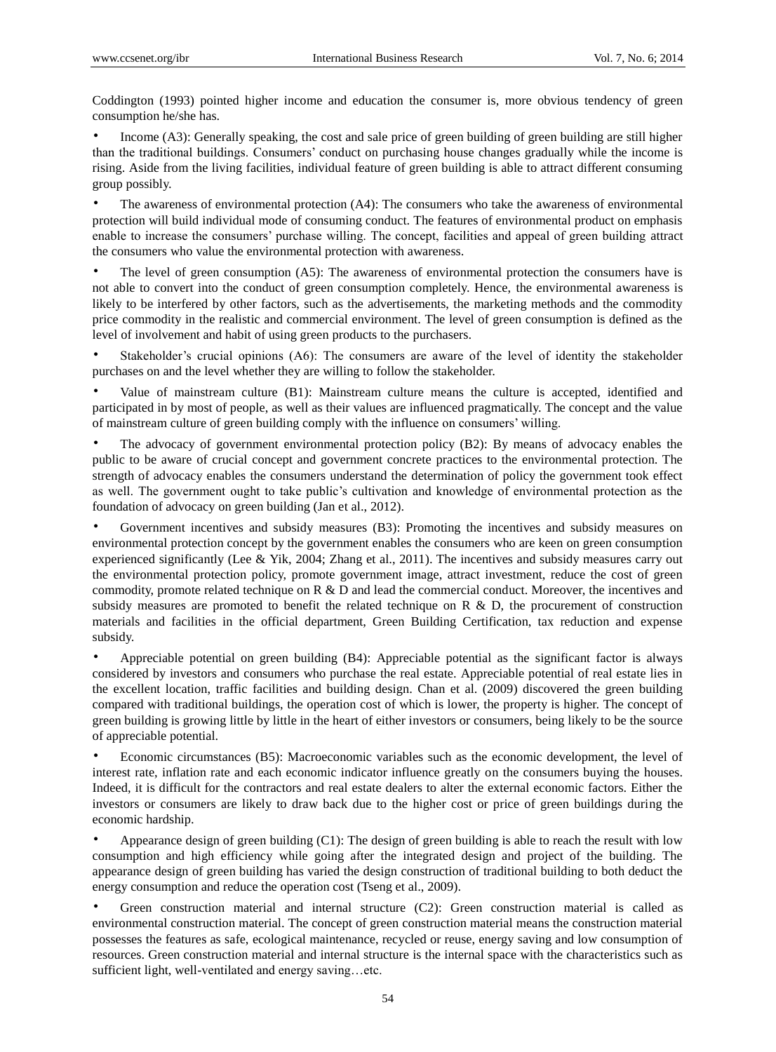Coddington (1993) pointed higher income and education the consumer is, more obvious tendency of green consumption he/she has.

- Income (A3): Generally speaking, the cost and sale price of green building of green building are still higher than the traditional buildings. Consumers' conduct on purchasing house changes gradually while the income is rising. Aside from the living facilities, individual feature of green building is able to attract different consuming group possibly.

- The awareness of environmental protection (A4): The consumers who take the awareness of environmental protection will build individual mode of consuming conduct. The features of environmental product on emphasis enable to increase the consumers' purchase willing. The concept, facilities and appeal of green building attract the consumers who value the environmental protection with awareness.

- The level of green consumption (A5): The awareness of environmental protection the consumers have is not able to convert into the conduct of green consumption completely. Hence, the environmental awareness is likely to be interfered by other factors, such as the advertisements, the marketing methods and the commodity price commodity in the realistic and commercial environment. The level of green consumption is defined as the level of involvement and habit of using green products to the purchasers.

- Stakeholder's crucial opinions (A6): The consumers are aware of the level of identity the stakeholder purchases on and the level whether they are willing to follow the stakeholder.

- Value of mainstream culture (B1): Mainstream culture means the culture is accepted, identified and participated in by most of people, as well as their values are influenced pragmatically. The concept and the value of mainstream culture of green building comply with the influence on consumers' willing.

- The advocacy of government environmental protection policy (B2): By means of advocacy enables the public to be aware of crucial concept and government concrete practices to the environmental protection. The strength of advocacy enables the consumers understand the determination of policy the government took effect as well. The government ought to take public's cultivation and knowledge of environmental protection as the foundation of advocacy on green building (Jan et al., 2012).

- Government incentives and subsidy measures (B3): Promoting the incentives and subsidy measures on environmental protection concept by the government enables the consumers who are keen on green consumption experienced significantly (Lee & Yik, 2004; Zhang et al., 2011). The incentives and subsidy measures carry out the environmental protection policy, promote government image, attract investment, reduce the cost of green commodity, promote related technique on R & D and lead the commercial conduct. Moreover, the incentives and subsidy measures are promoted to benefit the related technique on R & D, the procurement of construction materials and facilities in the official department, Green Building Certification, tax reduction and expense subsidy.

- Appreciable potential on green building (B4): Appreciable potential as the significant factor is always considered by investors and consumers who purchase the real estate. Appreciable potential of real estate lies in the excellent location, traffic facilities and building design. Chan et al. (2009) discovered the green building compared with traditional buildings, the operation cost of which is lower, the property is higher. The concept of green building is growing little by little in the heart of either investors or consumers, being likely to be the source of appreciable potential.

- Economic circumstances (B5): Macroeconomic variables such as the economic development, the level of interest rate, inflation rate and each economic indicator influence greatly on the consumers buying the houses. Indeed, it is difficult for the contractors and real estate dealers to alter the external economic factors. Either the investors or consumers are likely to draw back due to the higher cost or price of green buildings during the economic hardship.

- Appearance design of green building (C1): The design of green building is able to reach the result with low consumption and high efficiency while going after the integrated design and project of the building. The appearance design of green building has varied the design construction of traditional building to both deduct the energy consumption and reduce the operation cost (Tseng et al., 2009).

- Green construction material and internal structure (C2): Green construction material is called as environmental construction material. The concept of green construction material means the construction material possesses the features as safe, ecological maintenance, recycled or reuse, energy saving and low consumption of resources. Green construction material and internal structure is the internal space with the characteristics such as sufficient light, well-ventilated and energy saving…etc.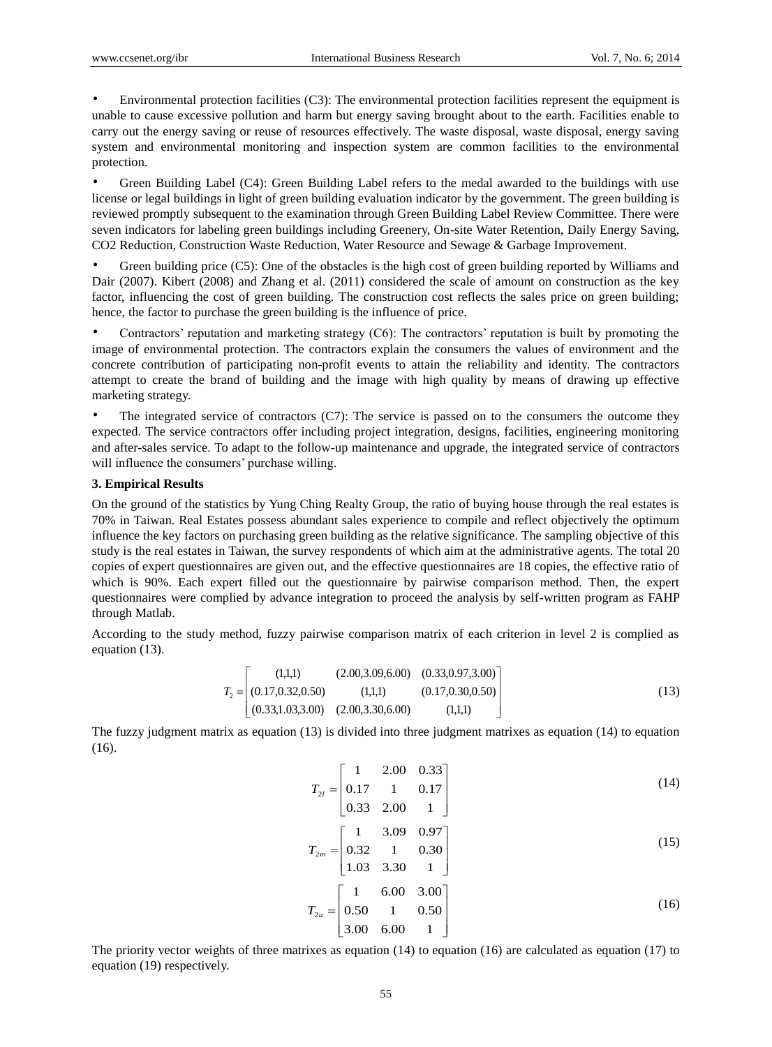- Environmental protection facilities (C3): The environmental protection facilities represent the equipment is unable to cause excessive pollution and harm but energy saving brought about to the earth. Facilities enable to carry out the energy saving or reuse of resources effectively. The waste disposal, waste disposal, energy saving system and environmental monitoring and inspection system are common facilities to the environmental protection.

- Green Building Label (C4): Green Building Label refers to the medal awarded to the buildings with use license or legal buildings in light of green building evaluation indicator by the government. The green building is reviewed promptly subsequent to the examination through Green Building Label Review Committee. There were seven indicators for labeling green buildings including Greenery, On-site Water Retention, Daily Energy Saving, CO2 Reduction, Construction Waste Reduction, Water Resource and Sewage & Garbage Improvement.

- Green building price (C5): One of the obstacles is the high cost of green building reported by Williams and Dair (2007). Kibert (2008) and Zhang et al. (2011) considered the scale of amount on construction as the key factor, influencing the cost of green building. The construction cost reflects the sales price on green building; hence, the factor to purchase the green building is the influence of price.

- Contractors' reputation and marketing strategy (C6): The contractors' reputation is built by promoting the image of environmental protection. The contractors explain the consumers the values of environment and the concrete contribution of participating non-profit events to attain the reliability and identity. The contractors attempt to create the brand of building and the image with high quality by means of drawing up effective marketing strategy.

- The integrated service of contractors (C7): The service is passed on to the consumers the outcome they expected. The service contractors offer including project integration, designs, facilities, engineering monitoring and after-sales service. To adapt to the follow-up maintenance and upgrade, the integrated service of contractors will influence the consumers' purchase willing.

### 3. Empirical Results

On the ground of the statistics by Yung Ching Realty Group, the ratio of buying house through the real estates is 70% in Taiwan. Real Estates possess abundant sales experience to compile and reflect objectively the optimum influence the key factors on purchasing green building as the relative significance. The sampling objective of this study is the real estates in Taiwan, the survey respondents of which aim at the administrative agents. The total 20 copies of expert questionnaires are given out, and the effective questionnaires are 18 copies, the effective ratio of which is 90%. Each expert filled out the questionnaire by pairwise comparison method. Then, the expert questionnaires were complied by advance integration to proceed the analysis by self-written program as FAHP through Matlab.

According to the study method, fuzzy pairwise comparison matrix of each criterion in level 2 is complied as equation (13).

$$T_2 = \begin{bmatrix} (1,1,1) & (2.00,3.09,6.00) & (0.33,0.97,3.00) \\ (0.17,0.32,0.50) & (1,1,1) & (0.17,0.30,0.50) \\ (0.33,1.03,3.00) & (2.00,3.30,6.00) & (1,1,1) \end{bmatrix} \tag{13}$$

The fuzzy judgment matrix as equation (13) is divided into three judgment matrixes as equation (14) to equation (16).

$$T_{2l} = \begin{bmatrix} 1 & 2.00 & 0.33 \\ 0.17 & 1 & 0.17 \\ 0.33 & 2.00 & 1 \end{bmatrix} \tag{14}$$

$$T_{2m} = \begin{bmatrix} 1 & 3.09 & 0.97 \\ 0.32 & 1 & 0.30 \\ 1.03 & 3.30 & 1 \end{bmatrix} \tag{15}$$

$$T_{2u} = \begin{bmatrix} 1 & 6.00 & 3.00 \\ 0.50 & 1 & 0.50 \\ 3.00 & 6.00 & 1 \end{bmatrix} \tag{16}$$

The priority vector weights of three matrixes as equation (14) to equation (16) are calculated as equation (17) to equation (19) respectively.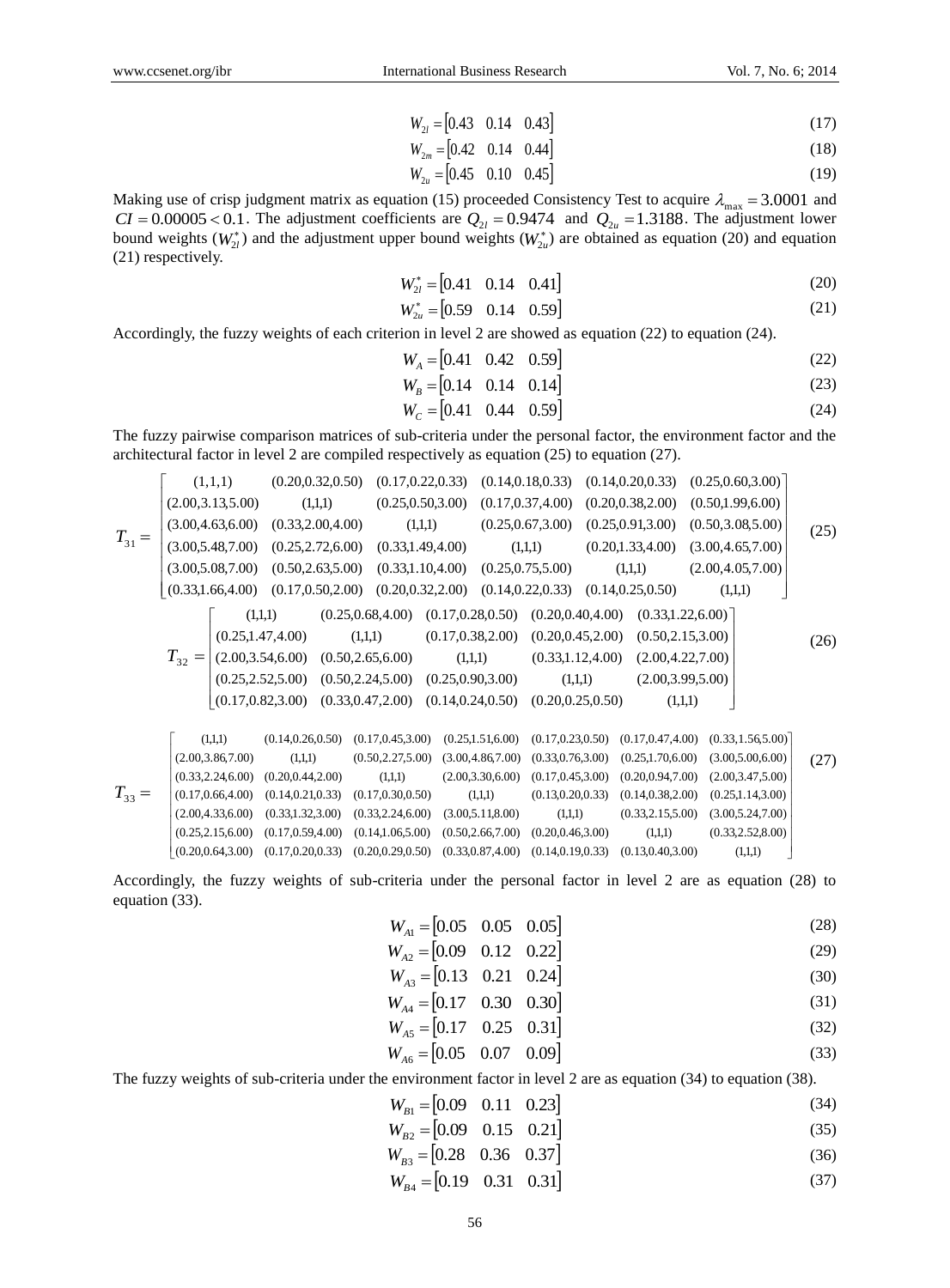$$W_{2l} = [0.43 \quad 0.14 \quad 0.43] \tag{17}$$

$$W_{2m} = [0.42 \quad 0.14 \quad 0.44] \tag{18}$$

$$W_{2u} = [0.45 \quad 0.10 \quad 0.45] \tag{19}$$

Making use of crisp judgment matrix as equation (15) proceeded Consistency Test to acquire $\lambda_{\max} = 3.0001$ and $CI = 0.00005 < 0.1$. The adjustment coefficients are $Q_{2l} = 0.9474$ and $Q_{2u} = 1.3188$. The adjustment lower bound weights ($W_{2l}^*$) and the adjustment upper bound weights ($W_{2u}^*$) are obtained as equation (20) and equation (21) respectively.

$$W_{2l}^* = [0.41 \quad 0.14 \quad 0.41] \tag{20}$$

$$W_{2u}^* = [0.59 \quad 0.14 \quad 0.59] \tag{21}$$

Accordingly, the fuzzy weights of each criterion in level 2 are showed as equation (22) to equation (24).

$$W_A = [0.41 \quad 0.42 \quad 0.59] \tag{22}$$

$$W_B = [0.14 \quad 0.14 \quad 0.14] \tag{23}$$

$$W_C = [0.41 \quad 0.44 \quad 0.59] \tag{24}$$

The fuzzy pairwise comparison matrices of sub-criteria under the personal factor, the environment factor and the architectural factor in level 2 are compiled respectively as equation (25) to equation (27).

$$T_{31} = \begin{bmatrix} (1,1,1) & (0.20,0.32,0.50) & (0.17,0.22,0.33) & (0.14,0.18,0.33) & (0.14,0.20,0.33) & (0.25,0.60,3.00) \\ (2.00,3.13,5.00) & (1,1,1) & (0.25,0.50,3.00) & (0.17,0.37,4.00) & (0.20,0.38,2.00) & (0.50,1.99,6.00) \\ (3.00,4.63,6.00) & (0.33,2.00,4.00) & (1,1,1) & (0.25,0.67,3.00) & (0.25,0.91,3.00) & (0.50,3.08,5.00) \\ (3.00,5.48,7.00) & (0.25,2.72,6.00) & (0.33,1.49,4.00) & (1,1,1) & (0.20,1.33,4.00) & (3.00,4.65,7.00) \\ (3.00,5.08,7.00) & (0.50,2.63,5.00) & (0.33,1.10,4.00) & (0.25,0.75,5.00) & (1,1,1) & (2.00,4.05,7.00) \\ (0.33,1.66,4.00) & (0.17,0.50,2.00) & (0.20,0.32,2.00) & (0.14,0.22,0.33) & (0.14,0.25,0.50) & (1,1,1) \end{bmatrix} \tag{25}$$

$$T_{32} = \begin{bmatrix} (1,1,1) & (0.25,0.68,4.00) & (0.17,0.28,0.50) & (0.20,0.40,4.00) & (0.33,1.22,6.00) \\ (0.25,1.47,4.00) & (1,1,1) & (0.17,0.38,2.00) & (0.20,0.45,2.00) & (0.50,2.15,3.00) \\ (2.00,3.54,6.00) & (0.50,2.65,6.00) & (1,1,1) & (0.33,1.12,4.00) & (2.00,4.22,7.00) \\ (0.25,2.52,5.00) & (0.50,2.24,5.00) & (0.25,0.90,3.00) & (1,1,1) & (2.00,3.99,5.00) \\ (0.17,0.82,3.00) & (0.33,0.47,2.00) & (0.14,0.24,0.50) & (0.20,0.25,0.50) & (1,1,1) \end{bmatrix} \tag{26}$$

$$T_{33} = \begin{bmatrix} (1,1,1) & (0.14,0.26,0.50) & (0.17,0.45,3.00) & (0.25,1.51,6.00) & (0.17,0.23,0.50) & (0.17,0.47,4.00) & (0.33,1.56,5.00) \\ (2.00,3.86,7.00) & (1,1,1) & (0.50,2.27,5.00) & (3.00,4.86,7.00) & (0.33,0.76,3.00) & (0.25,1.70,6.00) & (3.00,5.00,6.00) \\ (0.33,2.24,6.00) & (0.20,0.44,2.00) & (1,1,1) & (2.00,3.30,6.00) & (0.17,0.45,3.00) & (0.20,0.94,7.00) & (2.00,3.47,5.00) \\ (0.17,0.66,4.00) & (0.14,0.21,0.33) & (0.17,0.30,0.50) & (1,1,1) & (0.13,0.20,0.33) & (0.14,0.38,2.00) & (0.25,1.14,3.00) \\ (2.00,4.33,6.00) & (0.33,1.32,3.00) & (0.33,2.24,6.00) & (3.00,5.11,8.00) & (1,1,1) & (0.33,2.15,5.00) & (3.00,5.24,7.00) \\ (0.25,2.15,6.00) & (0.17,0.59,4.00) & (0.14,1.06,5.00) & (0.50,2.66,7.00) & (0.20,0.46,3.00) & (1,1,1) & (0.33,2.52,8.00) \\ (0.20,0.64,3.00) & (0.17,0.20,0.33) & (0.20,0.29,0.50) & (0.33,0.87,4.00) & (0.14,0.19,0.33) & (0.13,0.40,3.00) & (1,1,1) \end{bmatrix} \tag{27}$$

Accordingly, the fuzzy weights of sub-criteria under the personal factor in level 2 are as equation (28) to equation (33).

$$W_{A1} = [0.05 \quad 0.05 \quad 0.05] \tag{28}$$

$$W_{A2} = [0.09 \quad 0.12 \quad 0.22] \tag{29}$$

$$W_{A3} = [0.13 \quad 0.21 \quad 0.24] \tag{30}$$

$$W_{A4} = [0.17 \quad 0.30 \quad 0.30] \tag{31}$$

$$W_{A5} = [0.17 \quad 0.25 \quad 0.31] \tag{32}$$

$$W_{A6} = [0.05 \quad 0.07 \quad 0.09] \tag{33}$$

The fuzzy weights of sub-criteria under the environment factor in level 2 are as equation (34) to equation (38).

$$W_{B1} = [0.09 \quad 0.11 \quad 0.23] \tag{34}$$

$$W_{B2} = [0.09 \quad 0.15 \quad 0.21] \tag{35}$$

$$W_{B3} = [0.28 \quad 0.36 \quad 0.37] \tag{36}$$

$$W_{B4} = [0.19 \quad 0.31 \quad 0.31] \tag{37}$$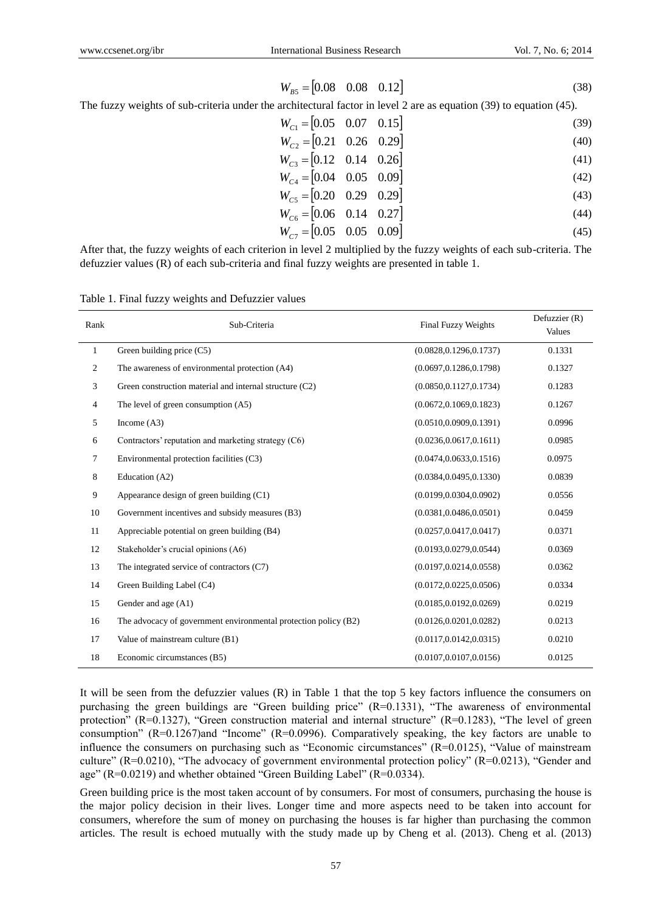$$W_{B5} = \begin{bmatrix} 0.08 & 0.08 & 0.12 \end{bmatrix} \tag{38}$$

The fuzzy weights of sub-criteria under the architectural factor in level 2 are as equation (39) to equation (45).

$$W_{C1} = \begin{bmatrix} 0.05 & 0.07 & 0.15 \end{bmatrix} \tag{39}$$

$$W_{C2} = \begin{bmatrix} 0.21 & 0.26 & 0.29 \end{bmatrix} \tag{40}$$

$$W_{C3} = \begin{bmatrix} 0.12 & 0.14 & 0.26 \end{bmatrix} \tag{41}$$

$$W_{C4} = \begin{bmatrix} 0.04 & 0.05 & 0.09 \end{bmatrix} \tag{42}$$

$$W_{C5} = \begin{bmatrix} 0.20 & 0.29 & 0.29 \end{bmatrix} \tag{43}$$

$$W_{C6} = \begin{bmatrix} 0.06 & 0.14 & 0.27 \end{bmatrix} \tag{44}$$

$$W_{C7} = \begin{bmatrix} 0.05 & 0.05 & 0.09 \end{bmatrix} \tag{45}$$

After that, the fuzzy weights of each criterion in level 2 multiplied by the fuzzy weights of each sub-criteria. The defuzzier values (R) of each sub-criteria and final fuzzy weights are presented in table 1.

Table 1. Final fuzzy weights and Defuzzier values

| Rank | Sub-Criteria | Final Fuzzy Weights | Defuzzier (R) Values |
|---|---|---|---|
| 1 | Green building price (C5) | (0.0828,0.1296,0.1737) | 0.1331 |
| 2 | The awareness of environmental protection (A4) | (0.0697,0.1286,0.1798) | 0.1327 |
| 3 | Green construction material and internal structure (C2) | (0.0850,0.1127,0.1734) | 0.1283 |
| 4 | The level of green consumption (A5) | (0.0672,0.1069,0.1823) | 0.1267 |
| 5 | Income (A3) | (0.0510,0.0909,0.1391) | 0.0996 |
| 6 | Contractors' reputation and marketing strategy (C6) | (0.0236,0.0617,0.1611) | 0.0985 |
| 7 | Environmental protection facilities (C3) | (0.0474,0.0633,0.1516) | 0.0975 |
| 8 | Education (A2) | (0.0384,0.0495,0.1330) | 0.0839 |
| 9 | Appearance design of green building (C1) | (0.0199,0.0304,0.0902) | 0.0556 |
| 10 | Government incentives and subsidy measures (B3) | (0.0381,0.0486,0.0501) | 0.0459 |
| 11 | Appreciable potential on green building (B4) | (0.0257,0.0417,0.0417) | 0.0371 |
| 12 | Stakeholder's crucial opinions (A6) | (0.0193,0.0279,0.0544) | 0.0369 |
| 13 | The integrated service of contractors (C7) | (0.0197,0.0214,0.0558) | 0.0362 |
| 14 | Green Building Label (C4) | (0.0172,0.0225,0.0506) | 0.0334 |
| 15 | Gender and age (A1) | (0.0185,0.0192,0.0269) | 0.0219 |
| 16 | The advocacy of government environmental protection policy (B2) | (0.0126,0.0201,0.0282) | 0.0213 |
| 17 | Value of mainstream culture (B1) | (0.0117,0.0142,0.0315) | 0.0210 |
| 18 | Economic circumstances (B5) | (0.0107,0.0107,0.0156) | 0.0125 |

It will be seen from the defuzzier values (R) in Table 1 that the top 5 key factors influence the consumers on purchasing the green buildings are "Green building price" (R=0.1331), "The awareness of environmental protection" (R=0.1327), "Green construction material and internal structure" (R=0.1283), "The level of green consumption" (R=0.1267)and "Income" (R=0.0996). Comparatively speaking, the key factors are unable to influence the consumers on purchasing such as "Economic circumstances" (R=0.0125), "Value of mainstream culture" (R=0.0210), "The advocacy of government environmental protection policy" (R=0.0213), "Gender and age" (R=0.0219) and whether obtained "Green Building Label" (R=0.0334).

Green building price is the most taken account of by consumers. For most of consumers, purchasing the house is the major policy decision in their lives. Longer time and more aspects need to be taken into account for consumers, wherefore the sum of money on purchasing the houses is far higher than purchasing the common articles. The result is echoed mutually with the study made up by Cheng et al. (2013). Cheng et al. (2013)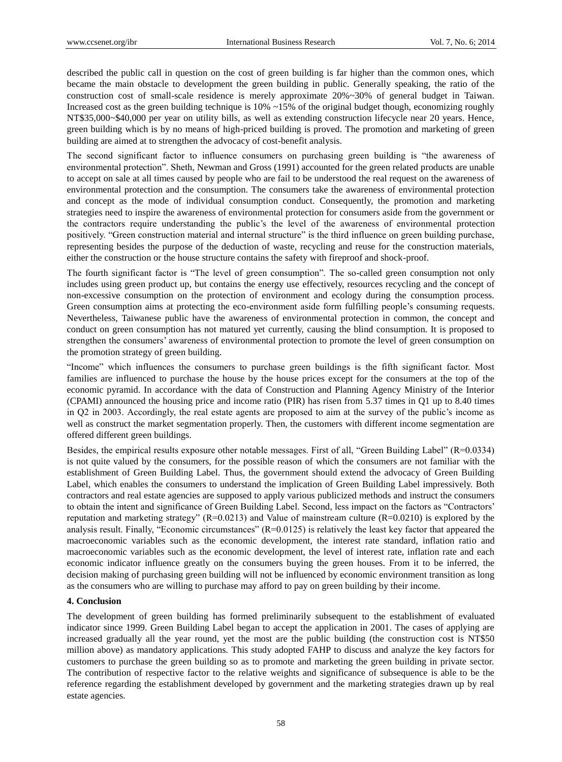described the public call in question on the cost of green building is far higher than the common ones, which became the main obstacle to development the green building in public. Generally speaking, the ratio of the construction cost of small-scale residence is merely approximate 20%~30% of general budget in Taiwan. Increased cost as the green building technique is 10% ~15% of the original budget though, economizing roughly NT$35,000~$40,000 per year on utility bills, as well as extending construction lifecycle near 20 years. Hence, green building which is by no means of high-priced building is proved. The promotion and marketing of green building are aimed at to strengthen the advocacy of cost-benefit analysis.

The second significant factor to influence consumers on purchasing green building is "the awareness of environmental protection". Sheth, Newman and Gross (1991) accounted for the green related products are unable to accept on sale at all times caused by people who are fail to be understood the real request on the awareness of environmental protection and the consumption. The consumers take the awareness of environmental protection and concept as the mode of individual consumption conduct. Consequently, the promotion and marketing strategies need to inspire the awareness of environmental protection for consumers aside from the government or the contractors require understanding the public's the level of the awareness of environmental protection positively. "Green construction material and internal structure" is the third influence on green building purchase, representing besides the purpose of the deduction of waste, recycling and reuse for the construction materials, either the construction or the house structure contains the safety with fireproof and shock-proof.

The fourth significant factor is "The level of green consumption". The so-called green consumption not only includes using green product up, but contains the energy use effectively, resources recycling and the concept of non-excessive consumption on the protection of environment and ecology during the consumption process. Green consumption aims at protecting the eco-environment aside form fulfilling people's consuming requests. Nevertheless, Taiwanese public have the awareness of environmental protection in common, the concept and conduct on green consumption has not matured yet currently, causing the blind consumption. It is proposed to strengthen the consumers' awareness of environmental protection to promote the level of green consumption on the promotion strategy of green building.

"Income" which influences the consumers to purchase green buildings is the fifth significant factor. Most families are influenced to purchase the house by the house prices except for the consumers at the top of the economic pyramid. In accordance with the data of Construction and Planning Agency Ministry of the Interior (CPAMI) announced the housing price and income ratio (PIR) has risen from 5.37 times in Q1 up to 8.40 times in Q2 in 2003. Accordingly, the real estate agents are proposed to aim at the survey of the public's income as well as construct the market segmentation properly. Then, the customers with different income segmentation are offered different green buildings.

Besides, the empirical results exposure other notable messages. First of all, "Green Building Label" (R=0.0334) is not quite valued by the consumers, for the possible reason of which the consumers are not familiar with the establishment of Green Building Label. Thus, the government should extend the advocacy of Green Building Label, which enables the consumers to understand the implication of Green Building Label impressively. Both contractors and real estate agencies are supposed to apply various publicized methods and instruct the consumers to obtain the intent and significance of Green Building Label. Second, less impact on the factors as "Contractors' reputation and marketing strategy" (R=0.0213) and Value of mainstream culture (R=0.0210) is explored by the analysis result. Finally, "Economic circumstances" (R=0.0125) is relatively the least key factor that appeared the macroeconomic variables such as the economic development, the interest rate standard, inflation ratio and macroeconomic variables such as the economic development, the level of interest rate, inflation rate and each economic indicator influence greatly on the consumers buying the green houses. From it to be inferred, the decision making of purchasing green building will not be influenced by economic environment transition as long as the consumers who are willing to purchase may afford to pay on green building by their income.

## 4. Conclusion

The development of green building has formed preliminarily subsequent to the establishment of evaluated indicator since 1999. Green Building Label began to accept the application in 2001. The cases of applying are increased gradually all the year round, yet the most are the public building (the construction cost is NT$50 million above) as mandatory applications. This study adopted FAHP to discuss and analyze the key factors for customers to purchase the green building so as to promote and marketing the green building in private sector. The contribution of respective factor to the relative weights and significance of subsequence is able to be the reference regarding the establishment developed by government and the marketing strategies drawn up by real estate agencies.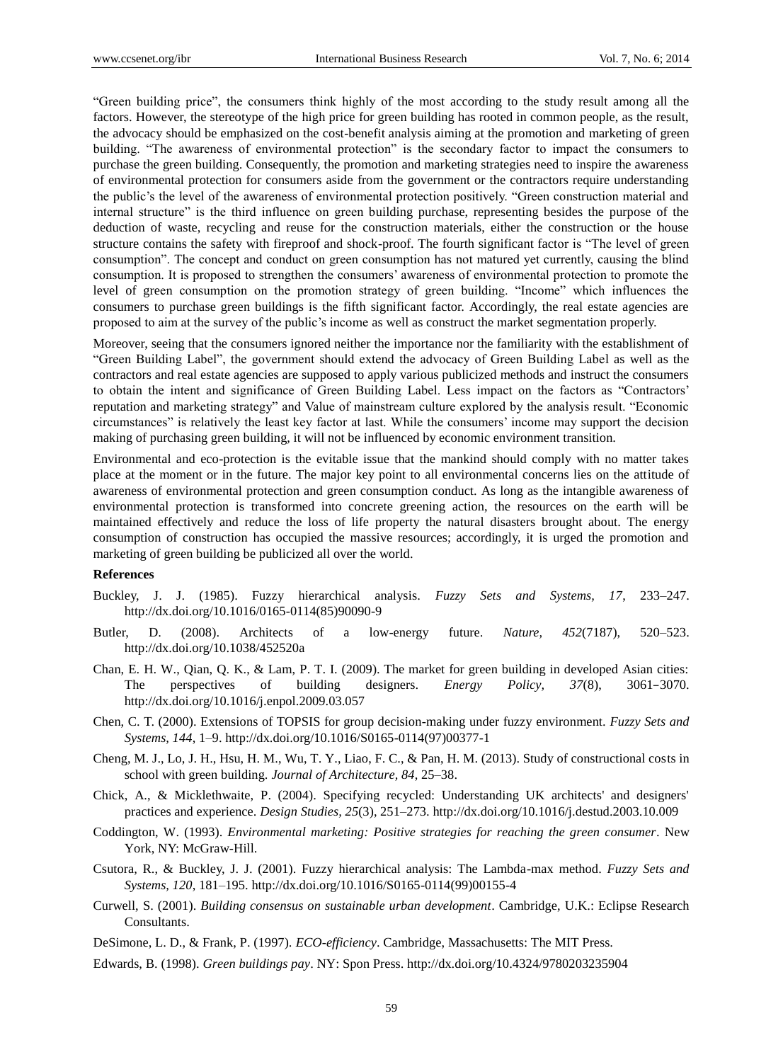"Green building price", the consumers think highly of the most according to the study result among all the factors. However, the stereotype of the high price for green building has rooted in common people, as the result, the advocacy should be emphasized on the cost-benefit analysis aiming at the promotion and marketing of green building. "The awareness of environmental protection" is the secondary factor to impact the consumers to purchase the green building. Consequently, the promotion and marketing strategies need to inspire the awareness of environmental protection for consumers aside from the government or the contractors require understanding the public's the level of the awareness of environmental protection positively. "Green construction material and internal structure" is the third influence on green building purchase, representing besides the purpose of the deduction of waste, recycling and reuse for the construction materials, either the construction or the house structure contains the safety with fireproof and shock-proof. The fourth significant factor is "The level of green consumption". The concept and conduct on green consumption has not matured yet currently, causing the blind consumption. It is proposed to strengthen the consumers' awareness of environmental protection to promote the level of green consumption on the promotion strategy of green building. "Income" which influences the consumers to purchase green buildings is the fifth significant factor. Accordingly, the real estate agencies are proposed to aim at the survey of the public's income as well as construct the market segmentation properly.

Moreover, seeing that the consumers ignored neither the importance nor the familiarity with the establishment of "Green Building Label", the government should extend the advocacy of Green Building Label as well as the contractors and real estate agencies are supposed to apply various publicized methods and instruct the consumers to obtain the intent and significance of Green Building Label. Less impact on the factors as "Contractors' reputation and marketing strategy" and Value of mainstream culture explored by the analysis result. "Economic circumstances" is relatively the least key factor at last. While the consumers' income may support the decision making of purchasing green building, it will not be influenced by economic environment transition.

Environmental and eco-protection is the evitable issue that the mankind should comply with no matter takes place at the moment or in the future. The major key point to all environmental concerns lies on the attitude of awareness of environmental protection and green consumption conduct. As long as the intangible awareness of environmental protection is transformed into concrete greening action, the resources on the earth will be maintained effectively and reduce the loss of life property the natural disasters brought about. The energy consumption of construction has occupied the massive resources; accordingly, it is urged the promotion and marketing of green building be publicized all over the world.

**References**

Buckley, J. J. (1985). Fuzzy hierarchical analysis. *Fuzzy Sets and Systems, 17*, 233–247. http://dx.doi.org/10.1016/0165-0114(85)90090-9

Butler, D. (2008). Architects of a low-energy future. *Nature, 452*(7187), 520–523. http://dx.doi.org/10.1038/452520a

Chan, E. H. W., Qian, Q. K., & Lam, P. T. I. (2009). The market for green building in developed Asian cities: The perspectives of building designers. *Energy Policy, 37*(8), 3061–3070. http://dx.doi.org/10.1016/j.enpol.2009.03.057

Chen, C. T. (2000). Extensions of TOPSIS for group decision-making under fuzzy environment. *Fuzzy Sets and Systems, 144*, 1–9. http://dx.doi.org/10.1016/S0165-0114(97)00377-1

Cheng, M. J., Lo, J. H., Hsu, H. M., Wu, T. Y., Liao, F. C., & Pan, H. M. (2013). Study of constructional costs in school with green building. *Journal of Architecture, 84*, 25–38.

Chick, A., & Micklethwaite, P. (2004). Specifying recycled: Understanding UK architects' and designers' practices and experience. *Design Studies, 25*(3), 251–273. http://dx.doi.org/10.1016/j.destud.2003.10.009

Coddington, W. (1993). *Environmental marketing: Positive strategies for reaching the green consumer*. New York, NY: McGraw-Hill.

Csutora, R., & Buckley, J. J. (2001). Fuzzy hierarchical analysis: The Lambda-max method. *Fuzzy Sets and Systems, 120*, 181–195. http://dx.doi.org/10.1016/S0165-0114(99)00155-4

Curwell, S. (2001). *Building consensus on sustainable urban development*. Cambridge, U.K.: Eclipse Research Consultants.

DeSimone, L. D., & Frank, P. (1997). *ECO-efficiency*. Cambridge, Massachusetts: The MIT Press.

Edwards, B. (1998). *Green buildings pay*. NY: Spon Press. http://dx.doi.org/10.4324/9780203235904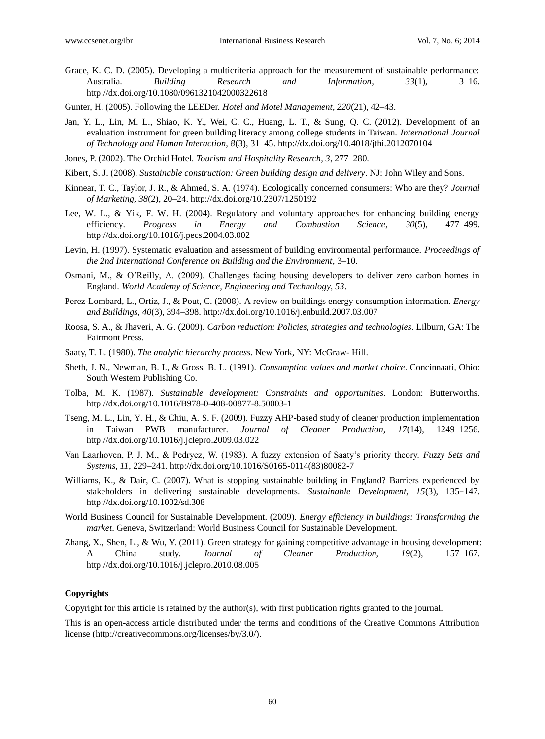Grace, K. C. D. (2005). Developing a multicriteria approach for the measurement of sustainable performance: Australia. *Building Research and Information, 33*(1), 3–16. http://dx.doi.org/10.1080/0961321042000322618

Gunter, H. (2005). Following the LEEDer. *Hotel and Motel Management, 220*(21), 42–43.

Jan, Y. L., Lin, M. L., Shiao, K. Y., Wei, C. C., Huang, L. T., & Sung, Q. C. (2012). Development of an evaluation instrument for green building literacy among college students in Taiwan. *International Journal of Technology and Human Interaction, 8*(3), 31–45. http://dx.doi.org/10.4018/jthi.2012070104

Jones, P. (2002). The Orchid Hotel. *Tourism and Hospitality Research, 3*, 277–280.

Kibert, S. J. (2008). *Sustainable construction: Green building design and delivery*. NJ: John Wiley and Sons.

Kinnear, T. C., Taylor, J. R., & Ahmed, S. A. (1974). Ecologically concerned consumers: Who are they? *Journal of Marketing, 38*(2), 20–24. http://dx.doi.org/10.2307/1250192

Lee, W. L., & Yik, F. W. H. (2004). Regulatory and voluntary approaches for enhancing building energy efficiency. *Progress in Energy and Combustion Science, 30*(5), 477–499. http://dx.doi.org/10.1016/j.pecs.2004.03.002

Levin, H. (1997). Systematic evaluation and assessment of building environmental performance. *Proceedings of the 2nd International Conference on Building and the Environment*, 3–10.

Osmani, M., & O'Reilly, A. (2009). Challenges facing housing developers to deliver zero carbon homes in England. *World Academy of Science, Engineering and Technology, 53*.

Perez-Lombard, L., Ortiz, J., & Pout, C. (2008). A review on buildings energy consumption information. *Energy and Buildings, 40*(3), 394–398. http://dx.doi.org/10.1016/j.enbuild.2007.03.007

Roosa, S. A., & Jhaveri, A. G. (2009). *Carbon reduction: Policies, strategies and technologies*. Lilburn, GA: The Fairmont Press.

Saaty, T. L. (1980). *The analytic hierarchy process*. New York, NY: McGraw- Hill.

Sheth, J. N., Newman, B. I., & Gross, B. L. (1991). *Consumption values and market choice*. Concinnaati, Ohio: South Western Publishing Co.

Tolba, M. K. (1987). *Sustainable development: Constraints and opportunities*. London: Butterworths. http://dx.doi.org/10.1016/B978-0-408-00877-8.50003-1

Tseng, M. L., Lin, Y. H., & Chiu, A. S. F. (2009). Fuzzy AHP-based study of cleaner production implementation in Taiwan PWB manufacturer. *Journal of Cleaner Production, 17*(14), 1249–1256. http://dx.doi.org/10.1016/j.jclepro.2009.03.022

Van Laarhoven, P. J. M., & Pedrycz, W. (1983). A fuzzy extension of Saaty's priority theory. *Fuzzy Sets and Systems, 11*, 229–241. http://dx.doi.org/10.1016/S0165-0114(83)80082-7

Williams, K., & Dair, C. (2007). What is stopping sustainable building in England? Barriers experienced by stakeholders in delivering sustainable developments. *Sustainable Development, 15*(3), 135–147. http://dx.doi.org/10.1002/sd.308

World Business Council for Sustainable Development. (2009). *Energy efficiency in buildings: Transforming the market*. Geneva, Switzerland: World Business Council for Sustainable Development.

Zhang, X., Shen, L., & Wu, Y. (2011). Green strategy for gaining competitive advantage in housing development: A China study. *Journal of Cleaner Production, 19*(2), 157–167. http://dx.doi.org/10.1016/j.jclepro.2010.08.005

**Copyrights**

Copyright for this article is retained by the author(s), with first publication rights granted to the journal.

This is an open-access article distributed under the terms and conditions of the Creative Commons Attribution license (http://creativecommons.org/licenses/by/3.0/).